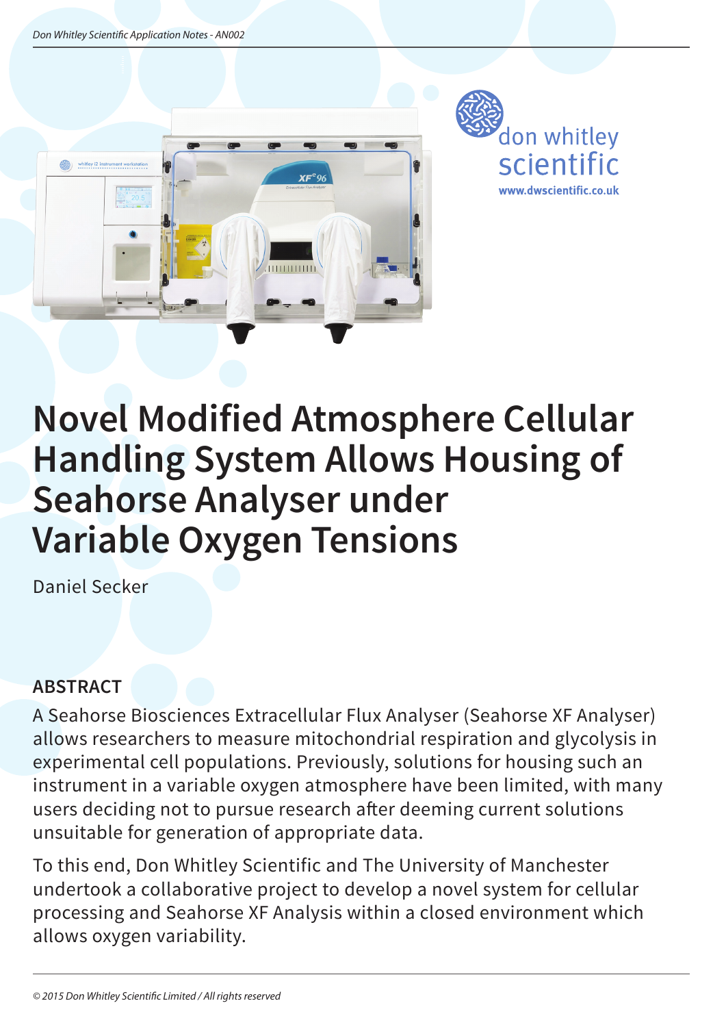# Novel Modified Atmosphere Cellular Handling System Allows Housing of Seahorse Analyser under Variable Oxygen Tensions

Daniel Secker

## ABSTRACT

A Seahorse Biosciences Extracellular Flux Analyser (Seahorse XF Analyser) allows researchers to measure mitochondrial respiration and glycolysis in experimental cell populations. Previously, solutions for housing such an instrument in a variable oxygen atmosphere have been limited, with many users deciding not to pursue research after deeming current solutions unsuitable for generation of appropriate data.

To this end, Don Whitley Scientific and The University of Manchester undertook a collaborative project to develop a novel system for cellular processing and Seahorse XF Analysis within a closed environment which allows oxygen variability.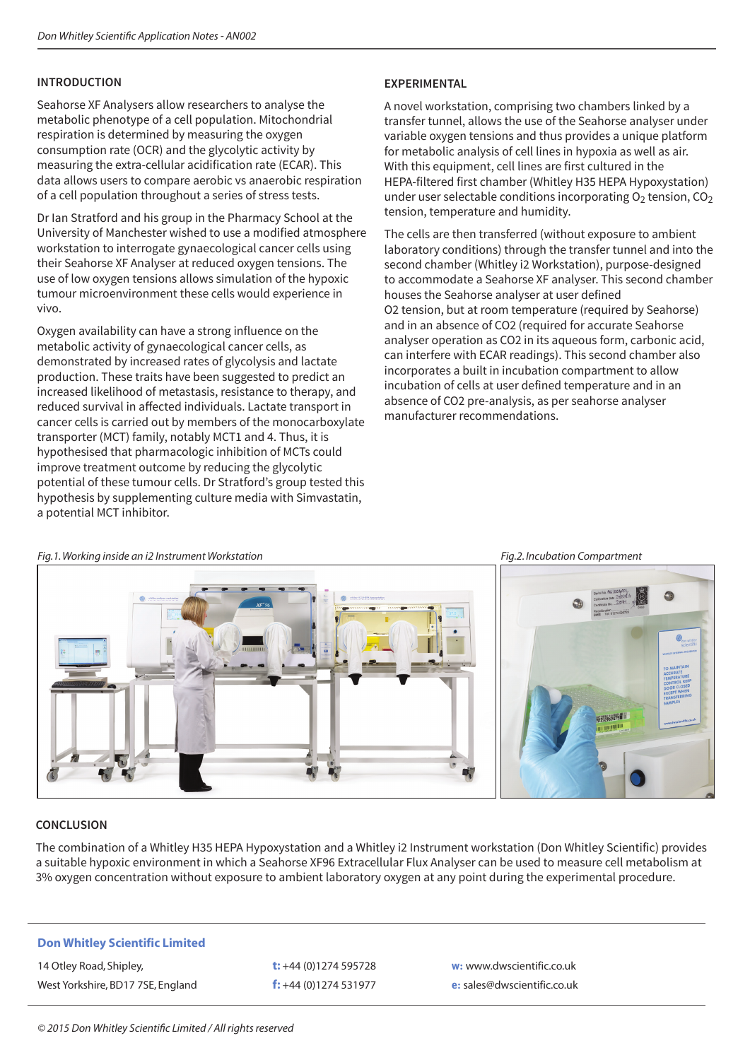## INTRODUCTION

Seahorse XF Analysers allow researchers to analyse the metabolic phenotype of a cell population. Mitochondrial respiration is determined by measuring the oxygen consumption rate (OCR) and the glycolytic activity by measuring the extra-cellular acidification rate (ECAR). This data allows users to compare aerobic vs anaerobic respiration of a cell population throughout a series of stress tests.

Dr Ian Stratford and his group in the Pharmacy School at the University of Manchester wished to use a modified atmosphere workstation to interrogate gynaecological cancer cells using their Seahorse XF Analyser at reduced oxygen tensions. The use of low oxygen tensions allows simulation of the hypoxic tumour microenvironment these cells would experience in vivo.

Oxygen availability can have a strong influence on the metabolic activity of gynaecological cancer cells, as demonstrated by increased rates of glycolysis and lactate production. These traits have been suggested to predict an increased likelihood of metastasis, resistance to therapy, and reduced survival in affected individuals. Lactate transport in cancer cells is carried out by members of the monocarboxylate transporter (MCT) family, notably MCT1 and 4. Thus, it is hypothesised that pharmacologic inhibition of MCTs could improve treatment outcome by reducing the glycolytic potential of these tumour cells. Dr Stratford's group tested this hypothesis by supplementing culture media with Simvastatin, a potential MCT inhibitor.

## EXPERIMENTAL

A novel workstation, comprising two chambers linked by a transfer tunnel, allows the use of the Seahorse analyser under variable oxygen tensions and thus provides a unique platform for metabolic analysis of cell lines in hypoxia as well as air. With this equipment, cell lines are first cultured in the HEPA-filtered first chamber (Whitley H35 HEPA Hypoxystation) under user selectable conditions incorporating $O_2$ tension, $CO_2$ tension, temperature and humidity.

The cells are then transferred (without exposure to ambient laboratory conditions) through the transfer tunnel and into the second chamber (Whitley i2 Workstation), purpose-designed to accommodate a Seahorse XF analyser. This second chamber houses the Seahorse analyser at user defined O2 tension, but at room temperature (required by Seahorse) and in an absence of CO2 (required for accurate Seahorse analyser operation as CO2 in its aqueous form, carbonic acid, can interfere with ECAR readings). This second chamber also incorporates a built in incubation compartment to allow incubation of cells at user defined temperature and in an absence of CO2 pre-analysis, as per seahorse analyser manufacturer recommendations.

*Fig.1. Working inside an i2 Instrument Workstation*

*Fig.2. Incubation Compartment*

## CONCLUSION

The combination of a Whitley H35 HEPA Hypoxystation and a Whitley i2 Instrument workstation (Don Whitley Scientific) provides a suitable hypoxic environment in which a Seahorse XF96 Extracellular Flux Analyser can be used to measure cell metabolism at 3% oxygen concentration without exposure to ambient laboratory oxygen at any point during the experimental procedure.

**Don Whitley Scientific Limited**

14 Otley Road, Shipley,
West Yorkshire, BD17 7SE, England

**t:** +44 (0)1274 595728
**f:** +44 (0)1274 531977

**w:** www.dwscientific.co.uk
**e:** sales@dwscientific.co.uk

*© 2015 Don Whitley Scientific Limited / All rights reserved*